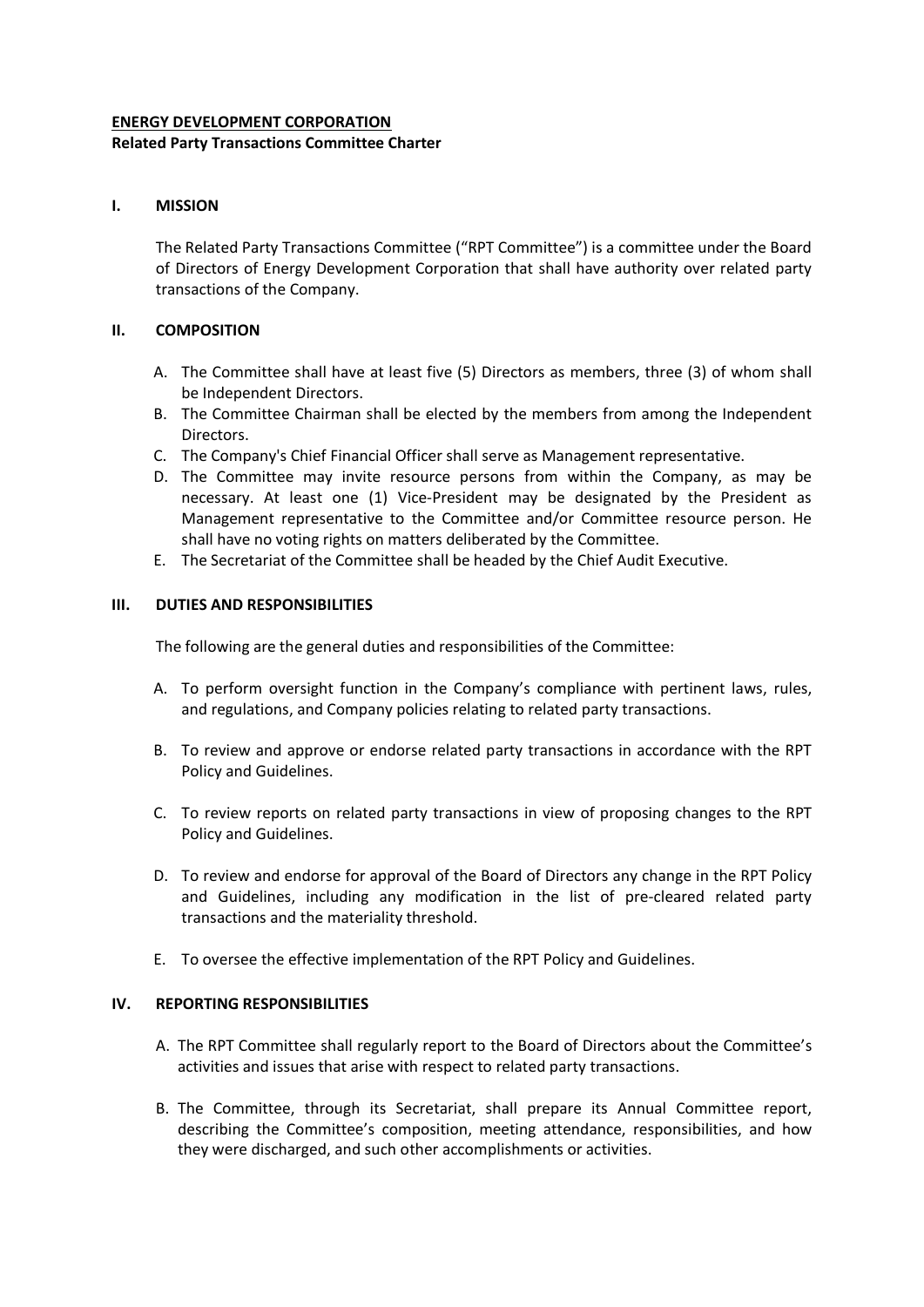**ENERGY DEVELOPMENT CORPORATION**

**Related Party Transactions Committee Charter**

## I. MISSION

The Related Party Transactions Committee ("RPT Committee") is a committee under the Board of Directors of Energy Development Corporation that shall have authority over related party transactions of the Company.

## II. COMPOSITION

A. The Committee shall have at least five (5) Directors as members, three (3) of whom shall be Independent Directors.
B. The Committee Chairman shall be elected by the members from among the Independent Directors.
C. The Company's Chief Financial Officer shall serve as Management representative.
D. The Committee may invite resource persons from within the Company, as may be necessary. At least one (1) Vice-President may be designated by the President as Management representative to the Committee and/or Committee resource person. He shall have no voting rights on matters deliberated by the Committee.
E. The Secretariat of the Committee shall be headed by the Chief Audit Executive.

## III. DUTIES AND RESPONSIBILITIES

The following are the general duties and responsibilities of the Committee:

A. To perform oversight function in the Company's compliance with pertinent laws, rules, and regulations, and Company policies relating to related party transactions.

B. To review and approve or endorse related party transactions in accordance with the RPT Policy and Guidelines.

C. To review reports on related party transactions in view of proposing changes to the RPT Policy and Guidelines.

D. To review and endorse for approval of the Board of Directors any change in the RPT Policy and Guidelines, including any modification in the list of pre-cleared related party transactions and the materiality threshold.

E. To oversee the effective implementation of the RPT Policy and Guidelines.

## IV. REPORTING RESPONSIBILITIES

A. The RPT Committee shall regularly report to the Board of Directors about the Committee's activities and issues that arise with respect to related party transactions.

B. The Committee, through its Secretariat, shall prepare its Annual Committee report, describing the Committee's composition, meeting attendance, responsibilities, and how they were discharged, and such other accomplishments or activities.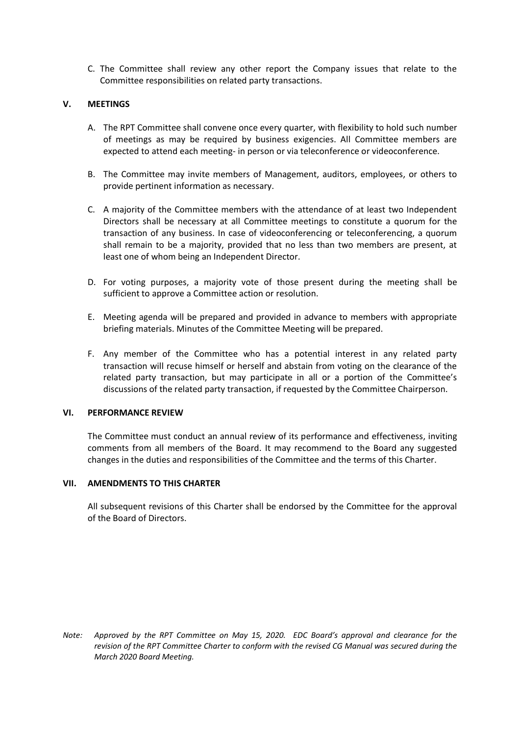C. The Committee shall review any other report the Company issues that relate to the Committee responsibilities on related party transactions.

## V. MEETINGS

A. The RPT Committee shall convene once every quarter, with flexibility to hold such number of meetings as may be required by business exigencies. All Committee members are expected to attend each meeting- in person or via teleconference or videoconference.

B. The Committee may invite members of Management, auditors, employees, or others to provide pertinent information as necessary.

C. A majority of the Committee members with the attendance of at least two Independent Directors shall be necessary at all Committee meetings to constitute a quorum for the transaction of any business. In case of videoconferencing or teleconferencing, a quorum shall remain to be a majority, provided that no less than two members are present, at least one of whom being an Independent Director.

D. For voting purposes, a majority vote of those present during the meeting shall be sufficient to approve a Committee action or resolution.

E. Meeting agenda will be prepared and provided in advance to members with appropriate briefing materials. Minutes of the Committee Meeting will be prepared.

F. Any member of the Committee who has a potential interest in any related party transaction will recuse himself or herself and abstain from voting on the clearance of the related party transaction, but may participate in all or a portion of the Committee's discussions of the related party transaction, if requested by the Committee Chairperson.

## VI. PERFORMANCE REVIEW

The Committee must conduct an annual review of its performance and effectiveness, inviting comments from all members of the Board. It may recommend to the Board any suggested changes in the duties and responsibilities of the Committee and the terms of this Charter.

## VII. AMENDMENTS TO THIS CHARTER

All subsequent revisions of this Charter shall be endorsed by the Committee for the approval of the Board of Directors.

*Note: Approved by the RPT Committee on May 15, 2020. EDC Board's approval and clearance for the revision of the RPT Committee Charter to conform with the revised CG Manual was secured during the March 2020 Board Meeting.*